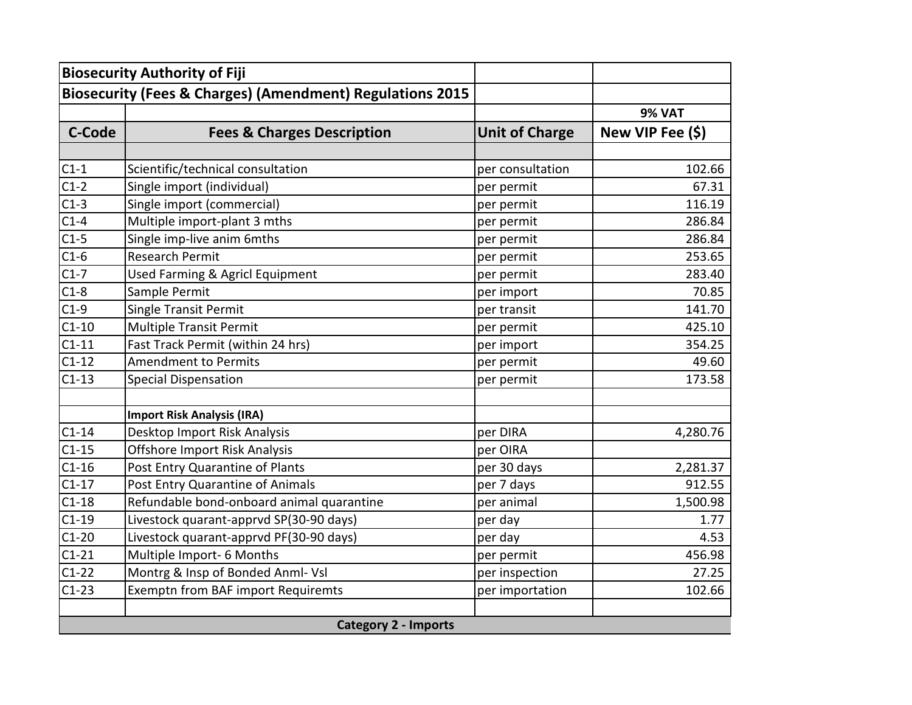| Biosecurity Authority of Fiji | | | |
|---|---|---|---|
| **Biosecurity (Fees & Charges) (Amendment) Regulations 2015** | | | |
| | | | **9% VAT** |
| **C-Code** | **Fees & Charges Description** | **Unit of Charge** | **New VIP Fee ($)** |
| | | | |
| C1-1 | Scientific/technical consultation | per consultation | 102.66 |
| C1-2 | Single import (individual) | per permit | 67.31 |
| C1-3 | Single import (commercial) | per permit | 116.19 |
| C1-4 | Multiple import-plant 3 mths | per permit | 286.84 |
| C1-5 | Single imp-live anim 6mths | per permit | 286.84 |
| C1-6 | Research Permit | per permit | 253.65 |
| C1-7 | Used Farming & Agricl Equipment | per permit | 283.40 |
| C1-8 | Sample Permit | per import | 70.85 |
| C1-9 | Single Transit Permit | per transit | 141.70 |
| C1-10 | Multiple Transit Permit | per permit | 425.10 |
| C1-11 | Fast Track Permit (within 24 hrs) | per import | 354.25 |
| C1-12 | Amendment to Permits | per permit | 49.60 |
| C1-13 | Special Dispensation | per permit | 173.58 |
| | | | |
| | **Import Risk Analysis (IRA)** | | |
| C1-14 | Desktop Import Risk Analysis | per DIRA | 4,280.76 |
| C1-15 | Offshore Import Risk Analysis | per OIRA | |
| C1-16 | Post Entry Quarantine of Plants | per 30 days | 2,281.37 |
| C1-17 | Post Entry Quarantine of Animals | per 7 days | 912.55 |
| C1-18 | Refundable bond-onboard animal quarantine | per animal | 1,500.98 |
| C1-19 | Livestock quarant-apprvd SP(30-90 days) | per day | 1.77 |
| C1-20 | Livestock quarant-apprvd PF(30-90 days) | per day | 4.53 |
| C1-21 | Multiple Import- 6 Months | per permit | 456.98 |
| C1-22 | Montrg & Insp of Bonded Anml- Vsl | per inspection | 27.25 |
| C1-23 | Exemptn from BAF import Requiremts | per importation | 102.66 |
| | | | |
| **Category 2 - Imports** | | | |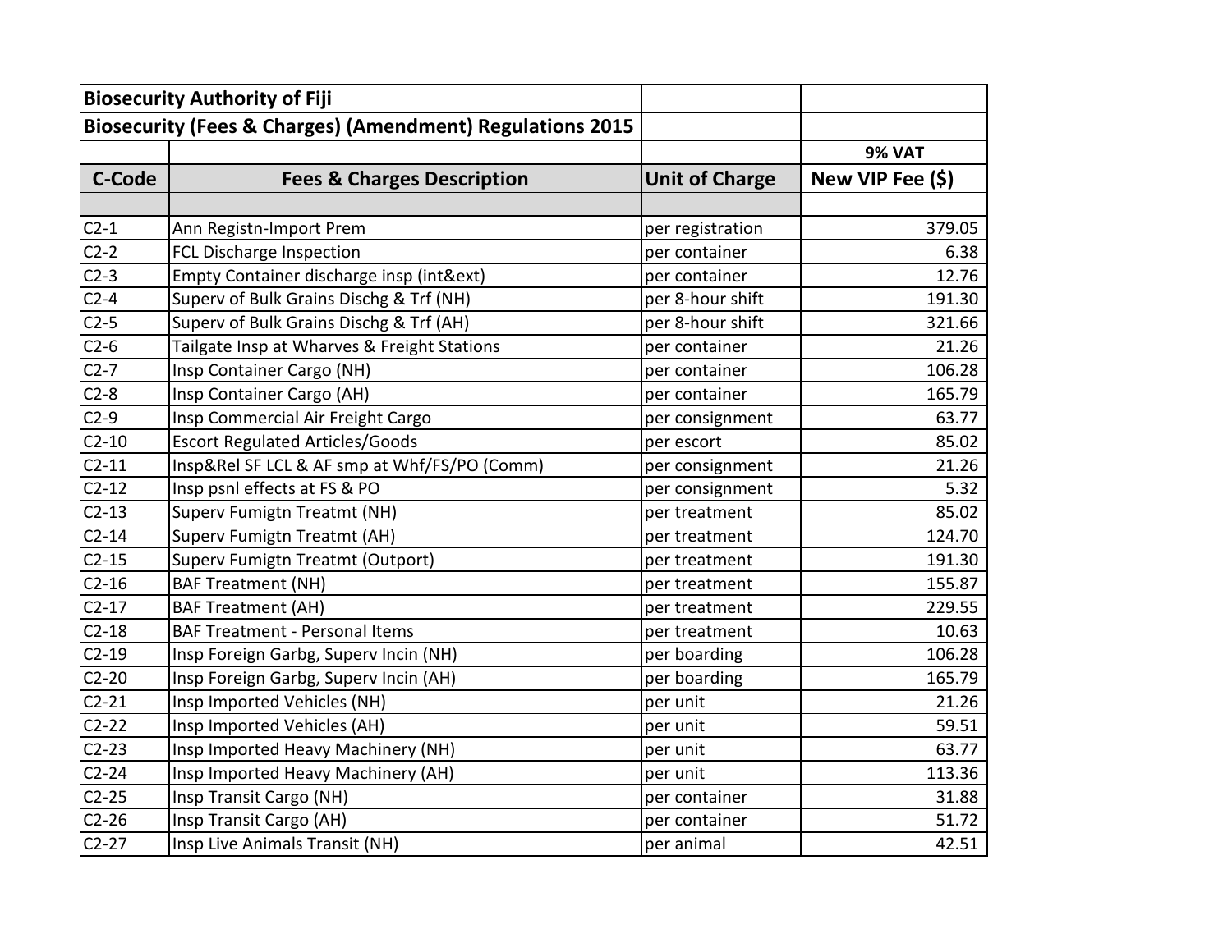| **Biosecurity Authority of Fiji** | | | |
|---|---|---|---|
| **Biosecurity (Fees & Charges) (Amendment) Regulations 2015** | | | |
| | | | **9% VAT** |
| **C-Code** | **Fees & Charges Description** | **Unit of Charge** | **New VIP Fee ($)** |
| | | | |
| C2-1 | Ann Registn-Import Prem | per registration | 379.05 |
| C2-2 | FCL Discharge Inspection | per container | 6.38 |
| C2-3 | Empty Container discharge insp (int&ext) | per container | 12.76 |
| C2-4 | Superv of Bulk Grains Dischg & Trf (NH) | per 8-hour shift | 191.30 |
| C2-5 | Superv of Bulk Grains Dischg & Trf (AH) | per 8-hour shift | 321.66 |
| C2-6 | Tailgate Insp at Wharves & Freight Stations | per container | 21.26 |
| C2-7 | Insp Container Cargo (NH) | per container | 106.28 |
| C2-8 | Insp Container Cargo (AH) | per container | 165.79 |
| C2-9 | Insp Commercial Air Freight Cargo | per consignment | 63.77 |
| C2-10 | Escort Regulated Articles/Goods | per escort | 85.02 |
| C2-11 | Insp&Rel SF LCL & AF smp at Whf/FS/PO (Comm) | per consignment | 21.26 |
| C2-12 | Insp psnl effects at FS & PO | per consignment | 5.32 |
| C2-13 | Superv Fumigtn Treatmt (NH) | per treatment | 85.02 |
| C2-14 | Superv Fumigtn Treatmt (AH) | per treatment | 124.70 |
| C2-15 | Superv Fumigtn Treatmt (Outport) | per treatment | 191.30 |
| C2-16 | BAF Treatment (NH) | per treatment | 155.87 |
| C2-17 | BAF Treatment (AH) | per treatment | 229.55 |
| C2-18 | BAF Treatment - Personal Items | per treatment | 10.63 |
| C2-19 | Insp Foreign Garbg, Superv Incin (NH) | per boarding | 106.28 |
| C2-20 | Insp Foreign Garbg, Superv Incin (AH) | per boarding | 165.79 |
| C2-21 | Insp Imported Vehicles (NH) | per unit | 21.26 |
| C2-22 | Insp Imported Vehicles (AH) | per unit | 59.51 |
| C2-23 | Insp Imported Heavy Machinery (NH) | per unit | 63.77 |
| C2-24 | Insp Imported Heavy Machinery (AH) | per unit | 113.36 |
| C2-25 | Insp Transit Cargo (NH) | per container | 31.88 |
| C2-26 | Insp Transit Cargo (AH) | per container | 51.72 |
| C2-27 | Insp Live Animals Transit (NH) | per animal | 42.51 |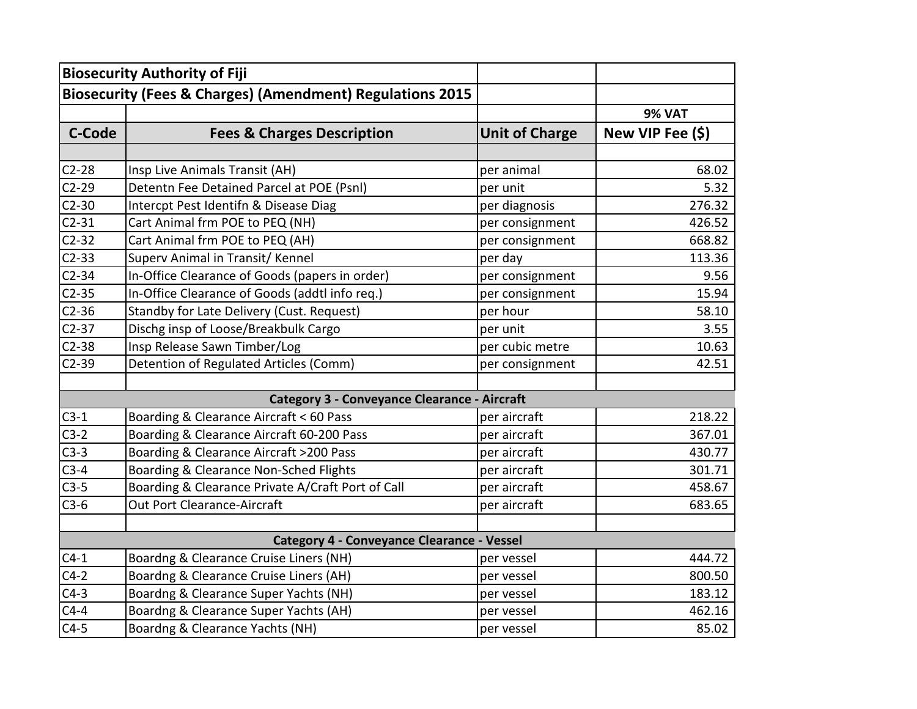| **Biosecurity Authority of Fiji** | | | |
|---|---|---|---|
| **Biosecurity (Fees & Charges) (Amendment) Regulations 2015** | | | |
| | | | **9% VAT** |
| **C-Code** | **Fees & Charges Description** | **Unit of Charge** | **New VIP Fee ($)** |
| | | | |
| C2-28 | Insp Live Animals Transit (AH) | per animal | 68.02 |
| C2-29 | Detentn Fee Detained Parcel at POE (Psnl) | per unit | 5.32 |
| C2-30 | Intercpt Pest Identifn & Disease Diag | per diagnosis | 276.32 |
| C2-31 | Cart Animal frm POE to PEQ (NH) | per consignment | 426.52 |
| C2-32 | Cart Animal frm POE to PEQ (AH) | per consignment | 668.82 |
| C2-33 | Superv Animal in Transit/ Kennel | per day | 113.36 |
| C2-34 | In-Office Clearance of Goods (papers in order) | per consignment | 9.56 |
| C2-35 | In-Office Clearance of Goods (addtl info req.) | per consignment | 15.94 |
| C2-36 | Standby for Late Delivery (Cust. Request) | per hour | 58.10 |
| C2-37 | Dischg insp of Loose/Breakbulk Cargo | per unit | 3.55 |
| C2-38 | Insp Release Sawn Timber/Log | per cubic metre | 10.63 |
| C2-39 | Detention of Regulated Articles (Comm) | per consignment | 42.51 |
| | | | |
| **Category 3 - Conveyance Clearance - Aircraft** | | | |
| C3-1 | Boarding & Clearance Aircraft < 60 Pass | per aircraft | 218.22 |
| C3-2 | Boarding & Clearance Aircraft 60-200 Pass | per aircraft | 367.01 |
| C3-3 | Boarding & Clearance Aircraft >200 Pass | per aircraft | 430.77 |
| C3-4 | Boarding & Clearance Non-Sched Flights | per aircraft | 301.71 |
| C3-5 | Boarding & Clearance Private A/Craft Port of Call | per aircraft | 458.67 |
| C3-6 | Out Port Clearance-Aircraft | per aircraft | 683.65 |
| | | | |
| **Category 4 - Conveyance Clearance - Vessel** | | | |
| C4-1 | Boardng & Clearance Cruise Liners (NH) | per vessel | 444.72 |
| C4-2 | Boardng & Clearance Cruise Liners (AH) | per vessel | 800.50 |
| C4-3 | Boardng & Clearance Super Yachts (NH) | per vessel | 183.12 |
| C4-4 | Boardng & Clearance Super Yachts (AH) | per vessel | 462.16 |
| C4-5 | Boardng & Clearance Yachts (NH) | per vessel | 85.02 |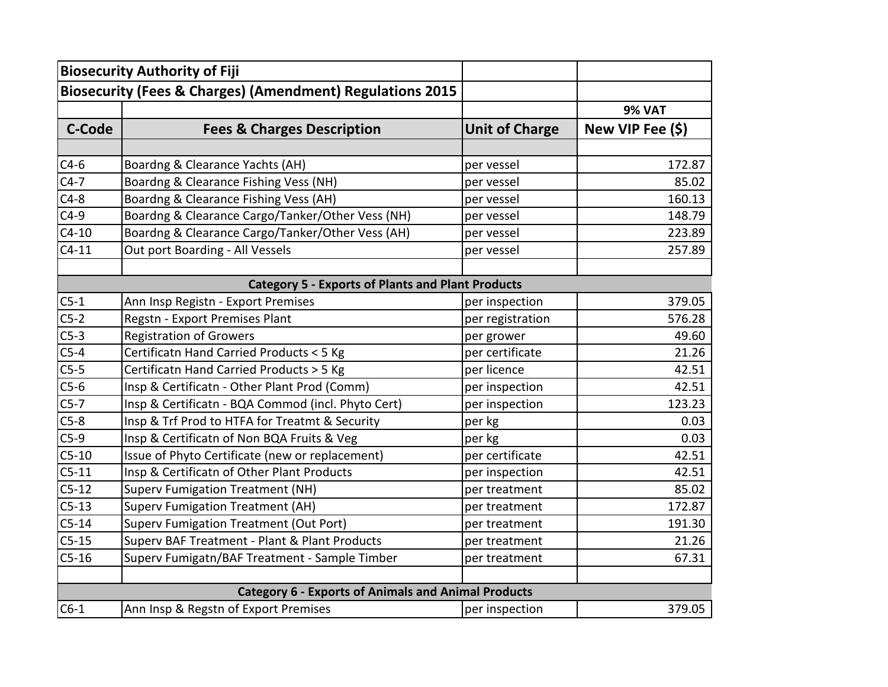| Biosecurity Authority of Fiji | | | |
|---|---|---|---|
| **Biosecurity (Fees & Charges) (Amendment) Regulations 2015** | | | |
| | | | **9% VAT** |
| **C-Code** | **Fees & Charges Description** | **Unit of Charge** | **New VIP Fee ($)** |
| | | | |
| C4-6 | Boardng & Clearance Yachts (AH) | per vessel | 172.87 |
| C4-7 | Boardng & Clearance Fishing Vess (NH) | per vessel | 85.02 |
| C4-8 | Boardng & Clearance Fishing Vess (AH) | per vessel | 160.13 |
| C4-9 | Boardng & Clearance Cargo/Tanker/Other Vess (NH) | per vessel | 148.79 |
| C4-10 | Boardng & Clearance Cargo/Tanker/Other Vess (AH) | per vessel | 223.89 |
| C4-11 | Out port Boarding - All Vessels | per vessel | 257.89 |
| | | | |
| **Category 5 - Exports of Plants and Plant Products** | | | |
| C5-1 | Ann Insp Registn - Export Premises | per inspection | 379.05 |
| C5-2 | Regstn - Export Premises Plant | per registration | 576.28 |
| C5-3 | Registration of Growers | per grower | 49.60 |
| C5-4 | Certificatn Hand Carried Products < 5 Kg | per certificate | 21.26 |
| C5-5 | Certificatn Hand Carried Products > 5 Kg | per licence | 42.51 |
| C5-6 | Insp & Certificatn - Other Plant Prod (Comm) | per inspection | 42.51 |
| C5-7 | Insp & Certificatn - BQA Commod (incl. Phyto Cert) | per inspection | 123.23 |
| C5-8 | Insp & Trf Prod to HTFA for Treatmt & Security | per kg | 0.03 |
| C5-9 | Insp & Certificatn of Non BQA Fruits & Veg | per kg | 0.03 |
| C5-10 | Issue of Phyto Certificate (new or replacement) | per certificate | 42.51 |
| C5-11 | Insp & Certificatn of Other Plant Products | per inspection | 42.51 |
| C5-12 | Superv Fumigation Treatment (NH) | per treatment | 85.02 |
| C5-13 | Superv Fumigation Treatment (AH) | per treatment | 172.87 |
| C5-14 | Superv Fumigation Treatment (Out Port) | per treatment | 191.30 |
| C5-15 | Superv BAF Treatment - Plant & Plant Products | per treatment | 21.26 |
| C5-16 | Superv Fumigatn/BAF Treatment - Sample Timber | per treatment | 67.31 |
| | | | |
| **Category 6 - Exports of Animals and Animal Products** | | | |
| C6-1 | Ann Insp & Regstn of Export Premises | per inspection | 379.05 |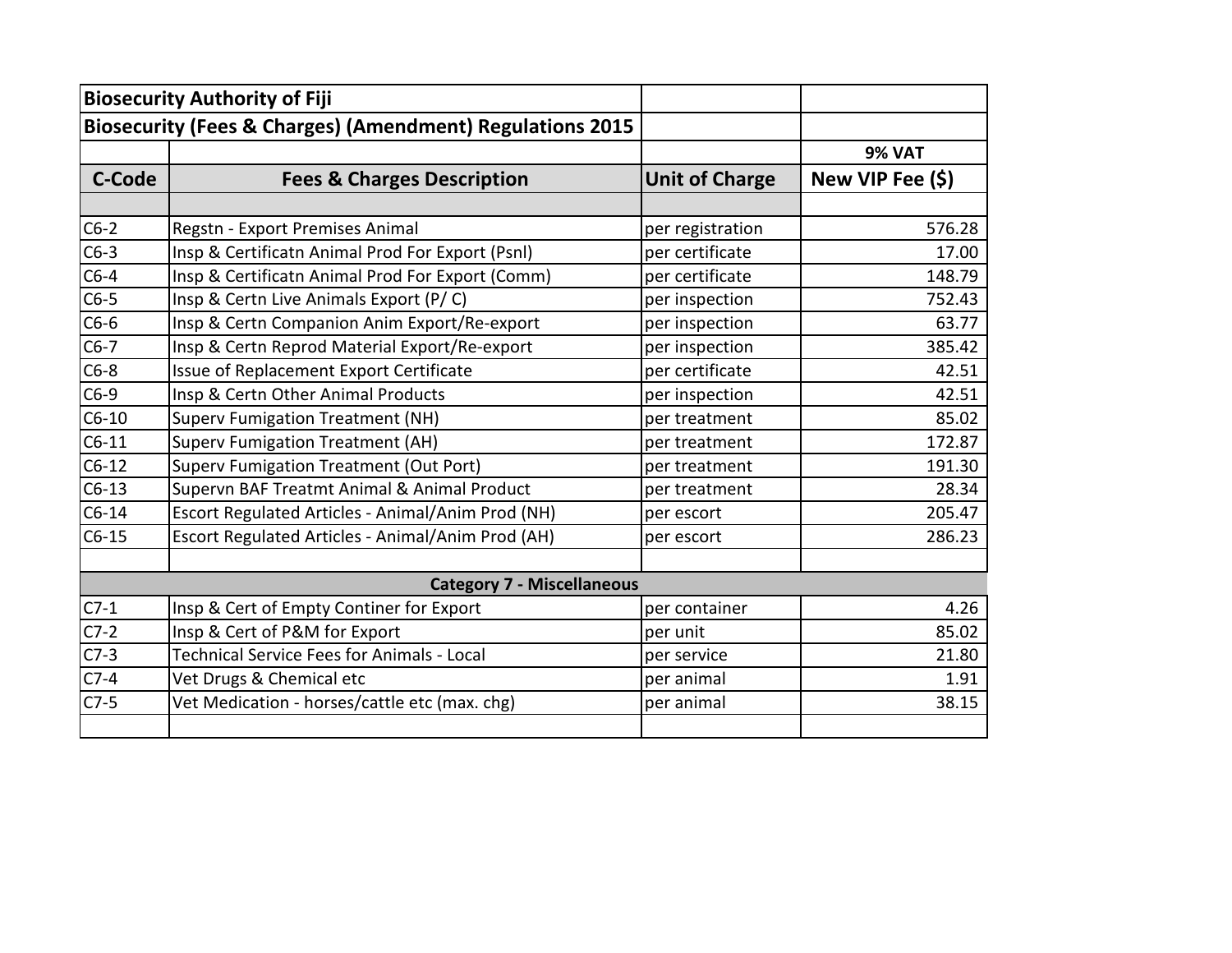| Biosecurity Authority of Fiji | | | |
| --- | --- | --- | --- |
| Biosecurity (Fees & Charges) (Amendment) Regulations 2015 | | | |
| | | | 9% VAT |
| C-Code | Fees & Charges Description | Unit of Charge | New VIP Fee ($) |
| | | | |
| C6-2 | Regstn - Export Premises Animal | per registration | 576.28 |
| C6-3 | Insp & Certificatn Animal Prod For Export (Psnl) | per certificate | 17.00 |
| C6-4 | Insp & Certificatn Animal Prod For Export (Comm) | per certificate | 148.79 |
| C6-5 | Insp & Certn Live Animals Export (P/ C) | per inspection | 752.43 |
| C6-6 | Insp & Certn Companion Anim Export/Re-export | per inspection | 63.77 |
| C6-7 | Insp & Certn Reprod Material Export/Re-export | per inspection | 385.42 |
| C6-8 | Issue of Replacement Export Certificate | per certificate | 42.51 |
| C6-9 | Insp & Certn Other Animal Products | per inspection | 42.51 |
| C6-10 | Superv Fumigation Treatment (NH) | per treatment | 85.02 |
| C6-11 | Superv Fumigation Treatment (AH) | per treatment | 172.87 |
| C6-12 | Superv Fumigation Treatment (Out Port) | per treatment | 191.30 |
| C6-13 | Supervn BAF Treatmt Animal & Animal Product | per treatment | 28.34 |
| C6-14 | Escort Regulated Articles - Animal/Anim Prod (NH) | per escort | 205.47 |
| C6-15 | Escort Regulated Articles - Animal/Anim Prod (AH) | per escort | 286.23 |
| | | | |
| **Category 7 - Miscellaneous** | | | |
| C7-1 | Insp & Cert of Empty Continer for Export | per container | 4.26 |
| C7-2 | Insp & Cert of P&M for Export | per unit | 85.02 |
| C7-3 | Technical Service Fees for Animals - Local | per service | 21.80 |
| C7-4 | Vet Drugs & Chemical etc | per animal | 1.91 |
| C7-5 | Vet Medication - horses/cattle etc (max. chg) | per animal | 38.15 |
| | | | |